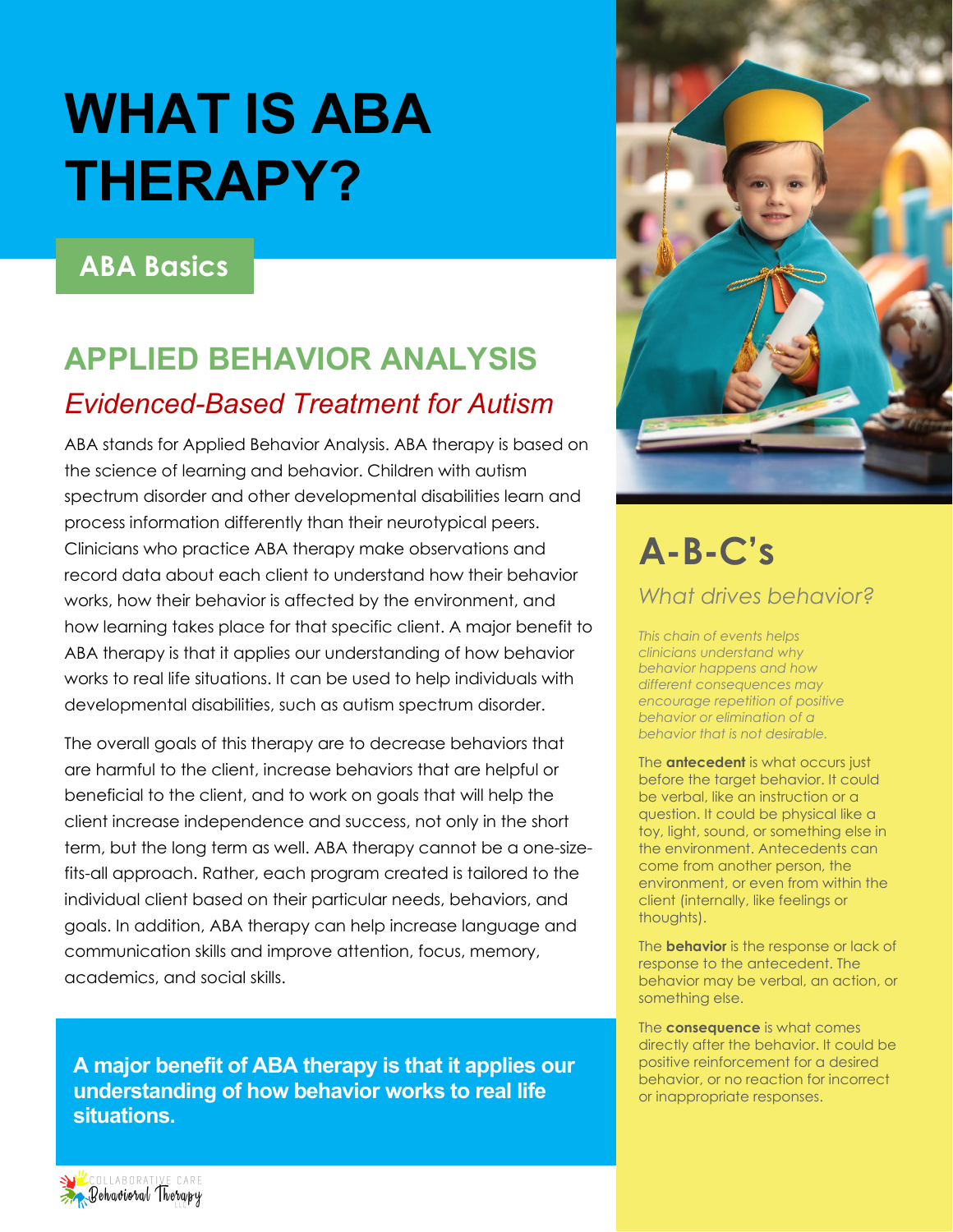# WHAT IS ABA THERAPY?

## ABA Basics

## APPLIED BEHAVIOR ANALYSIS

### *Evidenced-Based Treatment for Autism*

ABA stands for Applied Behavior Analysis. ABA therapy is based on the science of learning and behavior. Children with autism spectrum disorder and other developmental disabilities learn and process information differently than their neurotypical peers. Clinicians who practice ABA therapy make observations and record data about each client to understand how their behavior works, how their behavior is affected by the environment, and how learning takes place for that specific client. A major benefit to ABA therapy is that it applies our understanding of how behavior works to real life situations. It can be used to help individuals with developmental disabilities, such as autism spectrum disorder.

The overall goals of this therapy are to decrease behaviors that are harmful to the client, increase behaviors that are helpful or beneficial to the client, and to work on goals that will help the client increase independence and success, not only in the short term, but the long term as well. ABA therapy cannot be a one-size-fits-all approach. Rather, each program created is tailored to the individual client based on their particular needs, behaviors, and goals. In addition, ABA therapy can help increase language and communication skills and improve attention, focus, memory, academics, and social skills.

**A major benefit of ABA therapy is that it applies our understanding of how behavior works to real life situations.**

## A-B-C's

### *What drives behavior?*

*This chain of events helps clinicians understand why behavior happens and how different consequences may encourage repetition of positive behavior or elimination of a behavior that is not desirable.*

The **antecedent** is what occurs just before the target behavior. It could be verbal, like an instruction or a question. It could be physical like a toy, light, sound, or something else in the environment. Antecedents can come from another person, the environment, or even from within the client (internally, like feelings or thoughts).

The **behavior** is the response or lack of response to the antecedent. The behavior may be verbal, an action, or something else.

The **consequence** is what comes directly after the behavior. It could be positive reinforcement for a desired behavior, or no reaction for incorrect or inappropriate responses.

Collaborative Care Behavioral Therapy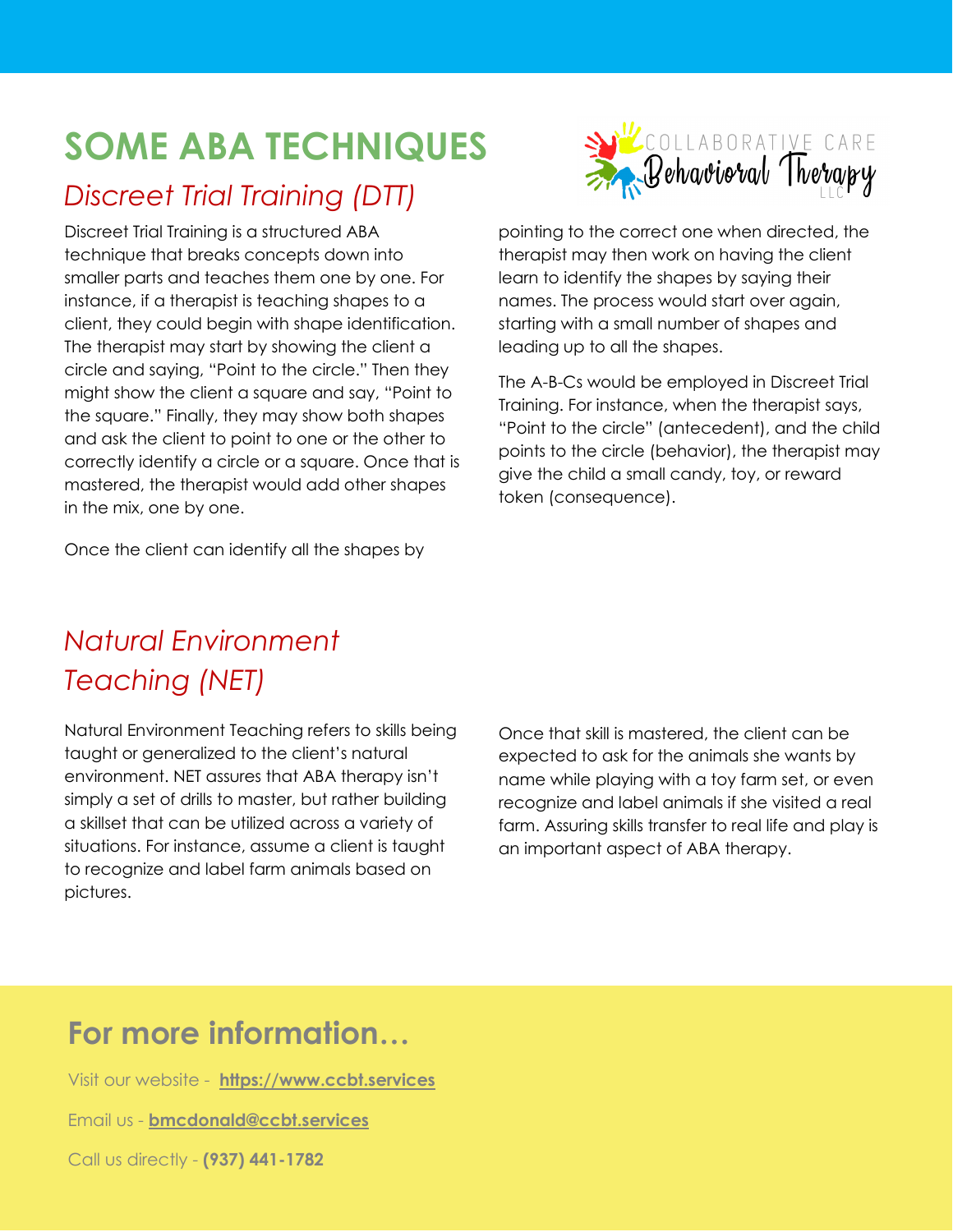# SOME ABA TECHNIQUES

## *Discreet Trial Training (DTT)*

Discreet Trial Training is a structured ABA technique that breaks concepts down into smaller parts and teaches them one by one. For instance, if a therapist is teaching shapes to a client, they could begin with shape identification. The therapist may start by showing the client a circle and saying, "Point to the circle." Then they might show the client a square and say, "Point to the square." Finally, they may show both shapes and ask the client to point to one or the other to correctly identify a circle or a square. Once that is mastered, the therapist would add other shapes in the mix, one by one.

Once the client can identify all the shapes by pointing to the correct one when directed, the therapist may then work on having the client learn to identify the shapes by saying their names. The process would start over again, starting with a small number of shapes and leading up to all the shapes.

The A-B-Cs would be employed in Discreet Trial Training. For instance, when the therapist says, "Point to the circle" (antecedent), and the child points to the circle (behavior), the therapist may give the child a small candy, toy, or reward token (consequence).

## *Natural Environment Teaching (NET)*

Natural Environment Teaching refers to skills being taught or generalized to the client's natural environment. NET assures that ABA therapy isn't simply a set of drills to master, but rather building a skillset that can be utilized across a variety of situations. For instance, assume a client is taught to recognize and label farm animals based on pictures.

Once that skill is mastered, the client can be expected to ask for the animals she wants by name while playing with a toy farm set, or even recognize and label animals if she visited a real farm. Assuring skills transfer to real life and play is an important aspect of ABA therapy.

## For more information…

Visit our website - **https://www.ccbt.services**

Email us - **bmcdonald@ccbt.services**

Call us directly - **(937) 441-1782**